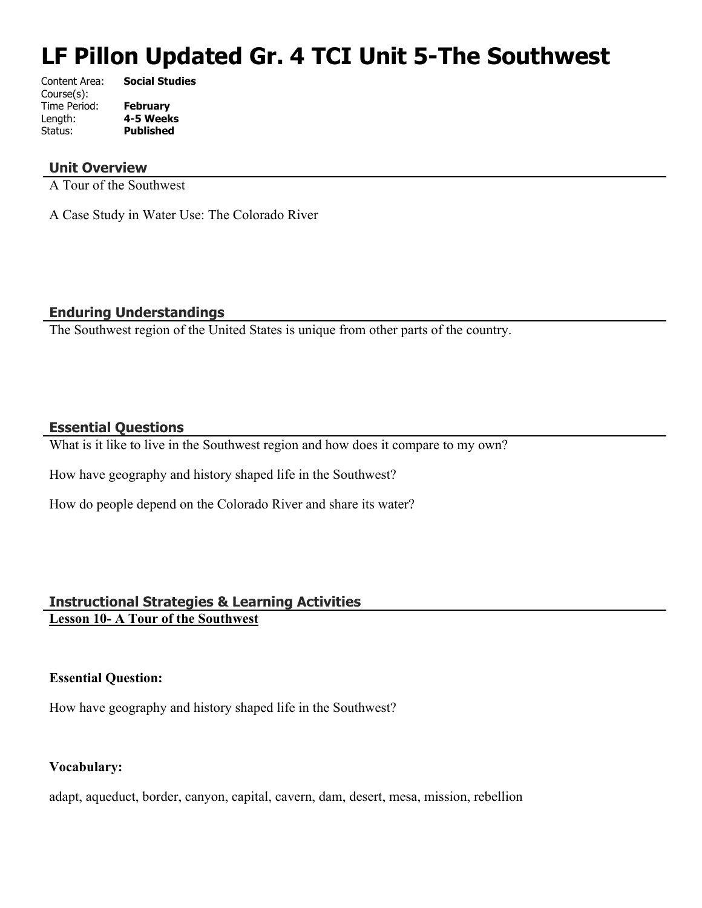# LF Pillon Updated Gr. 4 TCI Unit 5-The Southwest

Content Area: **Social Studies**
Course(s):
Time Period: **February**
Length: **4-5 Weeks**
Status: **Published**

## Unit Overview

A Tour of the Southwest

A Case Study in Water Use: The Colorado River

## Enduring Understandings

The Southwest region of the United States is unique from other parts of the country.

## Essential Questions

What is it like to live in the Southwest region and how does it compare to my own?

How have geography and history shaped life in the Southwest?

How do people depend on the Colorado River and share its water?

## Instructional Strategies & Learning Activities

**Lesson 10- A Tour of the Southwest**

**Essential Question:**

How have geography and history shaped life in the Southwest?

**Vocabulary:**

adapt, aqueduct, border, canyon, capital, cavern, dam, desert, mesa, mission, rebellion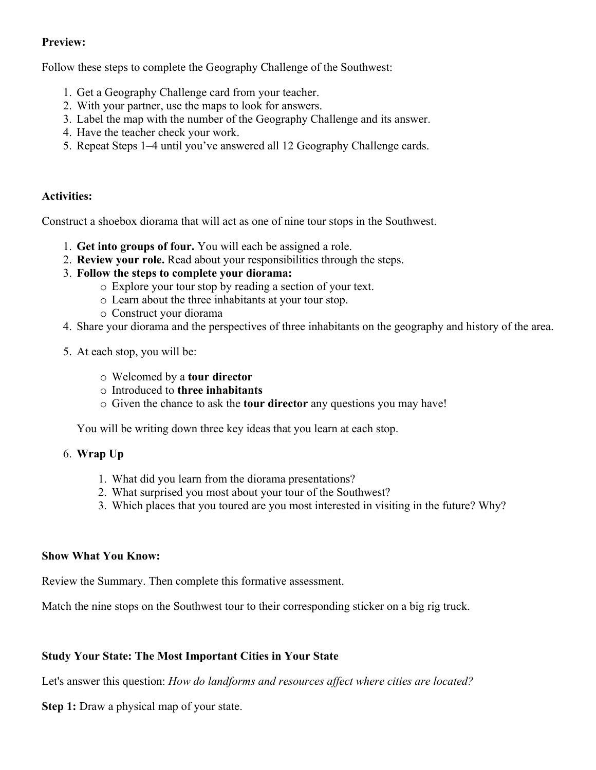**Preview:**

Follow these steps to complete the Geography Challenge of the Southwest:

1. Get a Geography Challenge card from your teacher.
2. With your partner, use the maps to look for answers.
3. Label the map with the number of the Geography Challenge and its answer.
4. Have the teacher check your work.
5. Repeat Steps 1–4 until you've answered all 12 Geography Challenge cards.

**Activities:**

Construct a shoebox diorama that will act as one of nine tour stops in the Southwest.

1. **Get into groups of four.** You will each be assigned a role.
2. **Review your role.** Read about your responsibilities through the steps.
3. **Follow the steps to complete your diorama:**
   - Explore your tour stop by reading a section of your text.
   - Learn about the three inhabitants at your tour stop.
   - Construct your diorama
4. Share your diorama and the perspectives of three inhabitants on the geography and history of the area.
5. At each stop, you will be:
   - Welcomed by a **tour director**
   - Introduced to **three inhabitants**
   - Given the chance to ask the **tour director** any questions you may have!

   You will be writing down three key ideas that you learn at each stop.

6. **Wrap Up**
   1. What did you learn from the diorama presentations?
   2. What surprised you most about your tour of the Southwest?
   3. Which places that you toured are you most interested in visiting in the future? Why?

**Show What You Know:**

Review the Summary. Then complete this formative assessment.

Match the nine stops on the Southwest tour to their corresponding sticker on a big rig truck.

**Study Your State: The Most Important Cities in Your State**

Let's answer this question: *How do landforms and resources affect where cities are located?*

**Step 1:** Draw a physical map of your state.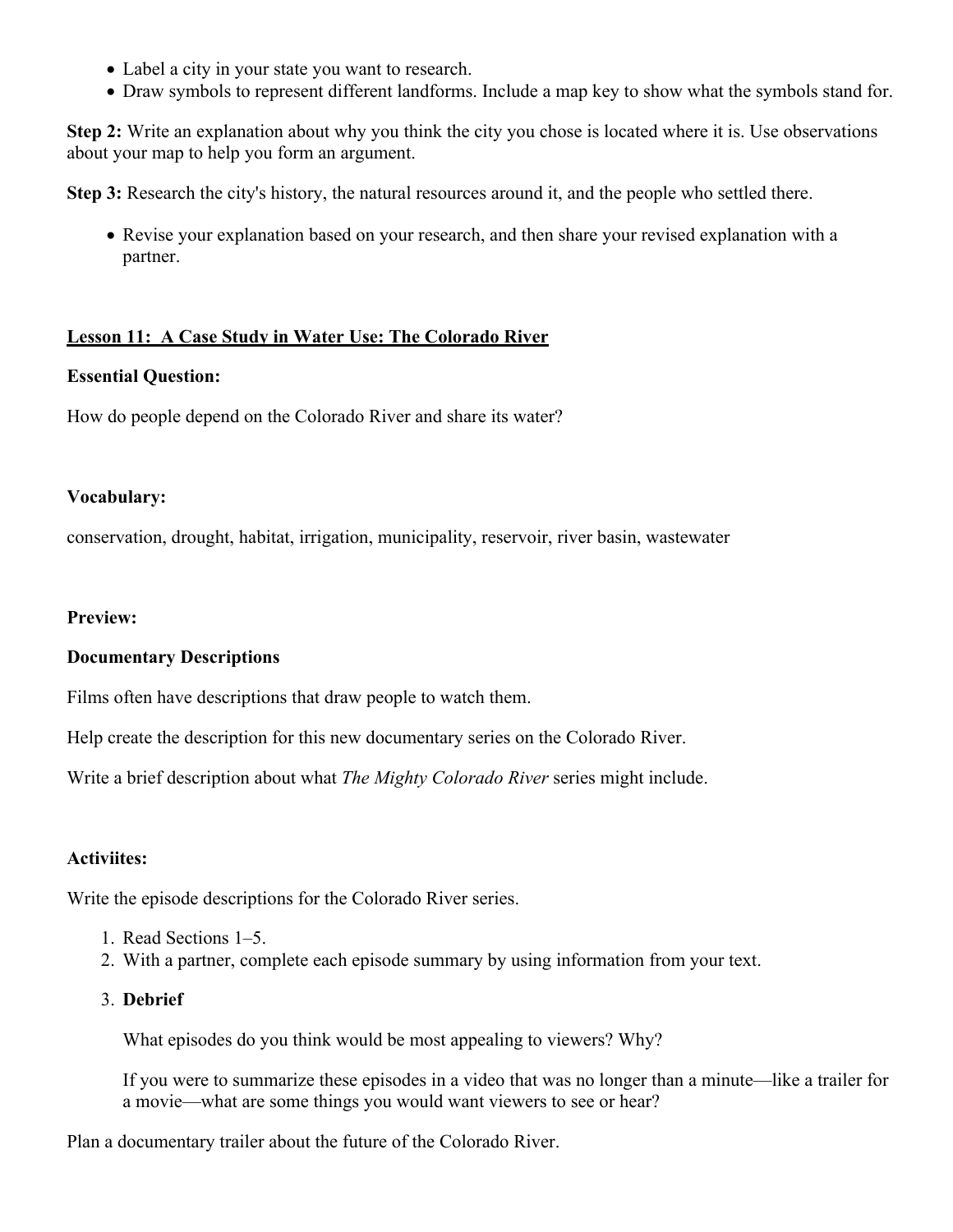- Label a city in your state you want to research.
- Draw symbols to represent different landforms. Include a map key to show what the symbols stand for.

**Step 2:** Write an explanation about why you think the city you chose is located where it is. Use observations about your map to help you form an argument.

**Step 3:** Research the city's history, the natural resources around it, and the people who settled there.

- Revise your explanation based on your research, and then share your revised explanation with a partner.

## Lesson 11: A Case Study in Water Use: The Colorado River

**Essential Question:**

How do people depend on the Colorado River and share its water?

**Vocabulary:**

conservation, drought, habitat, irrigation, municipality, reservoir, river basin, wastewater

**Preview:**

**Documentary Descriptions**

Films often have descriptions that draw people to watch them.

Help create the description for this new documentary series on the Colorado River.

Write a brief description about what *The Mighty Colorado River* series might include.

**Activiites:**

Write the episode descriptions for the Colorado River series.

1. Read Sections 1–5.
2. With a partner, complete each episode summary by using information from your text.
3. **Debrief**

   What episodes do you think would be most appealing to viewers? Why?

   If you were to summarize these episodes in a video that was no longer than a minute—like a trailer for a movie—what are some things you would want viewers to see or hear?

Plan a documentary trailer about the future of the Colorado River.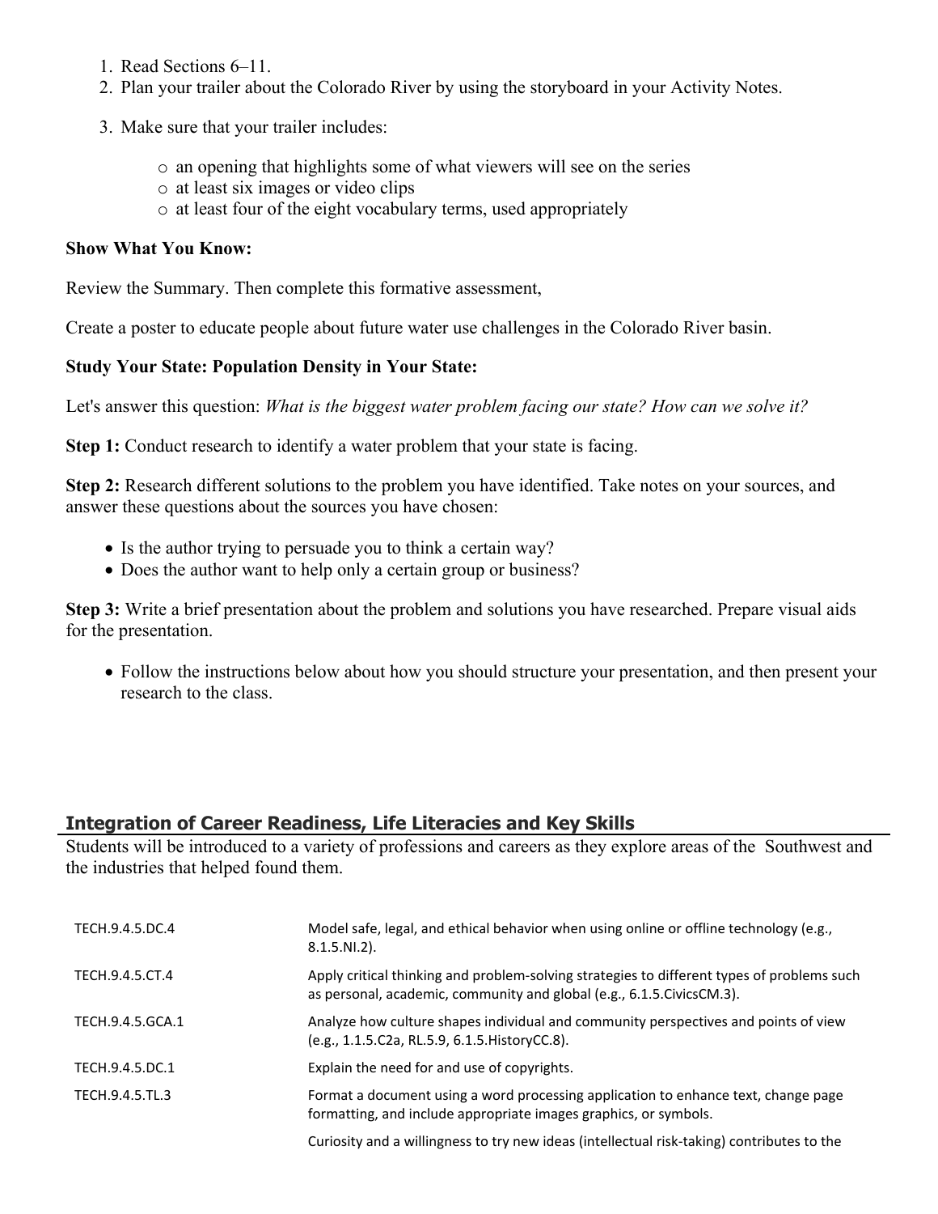1. Read Sections 6–11.
2. Plan your trailer about the Colorado River by using the storyboard in your Activity Notes.
3. Make sure that your trailer includes:
   - an opening that highlights some of what viewers will see on the series
   - at least six images or video clips
   - at least four of the eight vocabulary terms, used appropriately

**Show What You Know:**

Review the Summary. Then complete this formative assessment,

Create a poster to educate people about future water use challenges in the Colorado River basin.

**Study Your State: Population Density in Your State:**

Let's answer this question: *What is the biggest water problem facing our state? How can we solve it?*

**Step 1:** Conduct research to identify a water problem that your state is facing.

**Step 2:** Research different solutions to the problem you have identified. Take notes on your sources, and answer these questions about the sources you have chosen:

- Is the author trying to persuade you to think a certain way?
- Does the author want to help only a certain group or business?

**Step 3:** Write a brief presentation about the problem and solutions you have researched. Prepare visual aids for the presentation.

- Follow the instructions below about how you should structure your presentation, and then present your research to the class.

## Integration of Career Readiness, Life Literacies and Key Skills

Students will be introduced to a variety of professions and careers as they explore areas of the Southwest and the industries that helped found them.

| | |
|---|---|
| TECH.9.4.5.DC.4 | Model safe, legal, and ethical behavior when using online or offline technology (e.g., 8.1.5.NI.2). |
| TECH.9.4.5.CT.4 | Apply critical thinking and problem-solving strategies to different types of problems such as personal, academic, community and global (e.g., 6.1.5.CivicsCM.3). |
| TECH.9.4.5.GCA.1 | Analyze how culture shapes individual and community perspectives and points of view (e.g., 1.1.5.C2a, RL.5.9, 6.1.5.HistoryCC.8). |
| TECH.9.4.5.DC.1 | Explain the need for and use of copyrights. |
| TECH.9.4.5.TL.3 | Format a document using a word processing application to enhance text, change page formatting, and include appropriate images graphics, or symbols. |
| | Curiosity and a willingness to try new ideas (intellectual risk-taking) contributes to the |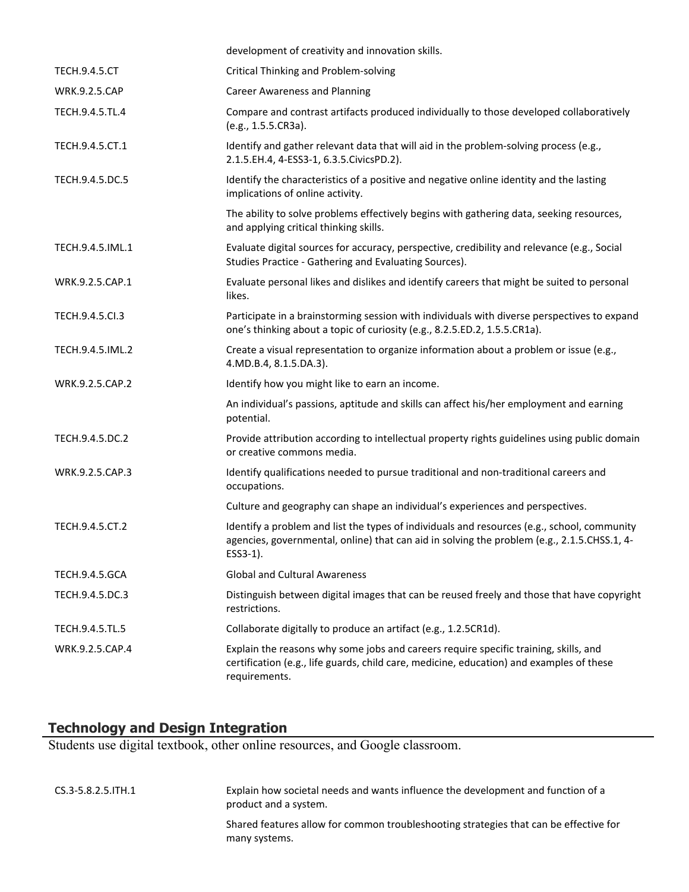| | |
|---|---|
| | development of creativity and innovation skills. |
| TECH.9.4.5.CT | Critical Thinking and Problem-solving |
| WRK.9.2.5.CAP | Career Awareness and Planning |
| TECH.9.4.5.TL.4 | Compare and contrast artifacts produced individually to those developed collaboratively (e.g., 1.5.5.CR3a). |
| TECH.9.4.5.CT.1 | Identify and gather relevant data that will aid in the problem-solving process (e.g., 2.1.5.EH.4, 4-ESS3-1, 6.3.5.CivicsPD.2). |
| TECH.9.4.5.DC.5 | Identify the characteristics of a positive and negative online identity and the lasting implications of online activity. |
| | The ability to solve problems effectively begins with gathering data, seeking resources, and applying critical thinking skills. |
| TECH.9.4.5.IML.1 | Evaluate digital sources for accuracy, perspective, credibility and relevance (e.g., Social Studies Practice - Gathering and Evaluating Sources). |
| WRK.9.2.5.CAP.1 | Evaluate personal likes and dislikes and identify careers that might be suited to personal likes. |
| TECH.9.4.5.CI.3 | Participate in a brainstorming session with individuals with diverse perspectives to expand one's thinking about a topic of curiosity (e.g., 8.2.5.ED.2, 1.5.5.CR1a). |
| TECH.9.4.5.IML.2 | Create a visual representation to organize information about a problem or issue (e.g., 4.MD.B.4, 8.1.5.DA.3). |
| WRK.9.2.5.CAP.2 | Identify how you might like to earn an income. |
| | An individual's passions, aptitude and skills can affect his/her employment and earning potential. |
| TECH.9.4.5.DC.2 | Provide attribution according to intellectual property rights guidelines using public domain or creative commons media. |
| WRK.9.2.5.CAP.3 | Identify qualifications needed to pursue traditional and non-traditional careers and occupations. |
| | Culture and geography can shape an individual's experiences and perspectives. |
| TECH.9.4.5.CT.2 | Identify a problem and list the types of individuals and resources (e.g., school, community agencies, governmental, online) that can aid in solving the problem (e.g., 2.1.5.CHSS.1, 4-ESS3-1). |
| TECH.9.4.5.GCA | Global and Cultural Awareness |
| TECH.9.4.5.DC.3 | Distinguish between digital images that can be reused freely and those that have copyright restrictions. |
| TECH.9.4.5.TL.5 | Collaborate digitally to produce an artifact (e.g., 1.2.5CR1d). |
| WRK.9.2.5.CAP.4 | Explain the reasons why some jobs and careers require specific training, skills, and certification (e.g., life guards, child care, medicine, education) and examples of these requirements. |

## Technology and Design Integration

Students use digital textbook, other online resources, and Google classroom.

| | |
|---|---|
| CS.3-5.8.2.5.ITH.1 | Explain how societal needs and wants influence the development and function of a product and a system. |
| | Shared features allow for common troubleshooting strategies that can be effective for many systems. |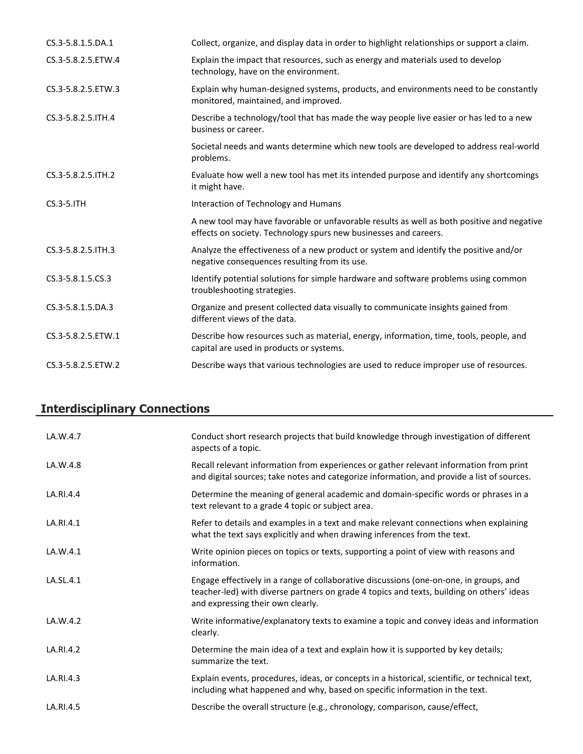| | |
|---|---|
| CS.3-5.8.1.5.DA.1 | Collect, organize, and display data in order to highlight relationships or support a claim. |
| CS.3-5.8.2.5.ETW.4 | Explain the impact that resources, such as energy and materials used to develop technology, have on the environment. |
| CS.3-5.8.2.5.ETW.3 | Explain why human-designed systems, products, and environments need to be constantly monitored, maintained, and improved. |
| CS.3-5.8.2.5.ITH.4 | Describe a technology/tool that has made the way people live easier or has led to a new business or career. |
| | Societal needs and wants determine which new tools are developed to address real-world problems. |
| CS.3-5.8.2.5.ITH.2 | Evaluate how well a new tool has met its intended purpose and identify any shortcomings it might have. |
| CS.3-5.ITH | Interaction of Technology and Humans |
| | A new tool may have favorable or unfavorable results as well as both positive and negative effects on society. Technology spurs new businesses and careers. |
| CS.3-5.8.2.5.ITH.3 | Analyze the effectiveness of a new product or system and identify the positive and/or negative consequences resulting from its use. |
| CS.3-5.8.1.5.CS.3 | Identify potential solutions for simple hardware and software problems using common troubleshooting strategies. |
| CS.3-5.8.1.5.DA.3 | Organize and present collected data visually to communicate insights gained from different views of the data. |
| CS.3-5.8.2.5.ETW.1 | Describe how resources such as material, energy, information, time, tools, people, and capital are used in products or systems. |
| CS.3-5.8.2.5.ETW.2 | Describe ways that various technologies are used to reduce improper use of resources. |

## Interdisciplinary Connections

| | |
|---|---|
| LA.W.4.7 | Conduct short research projects that build knowledge through investigation of different aspects of a topic. |
| LA.W.4.8 | Recall relevant information from experiences or gather relevant information from print and digital sources; take notes and categorize information, and provide a list of sources. |
| LA.RI.4.4 | Determine the meaning of general academic and domain-specific words or phrases in a text relevant to a grade 4 topic or subject area. |
| LA.RI.4.1 | Refer to details and examples in a text and make relevant connections when explaining what the text says explicitly and when drawing inferences from the text. |
| LA.W.4.1 | Write opinion pieces on topics or texts, supporting a point of view with reasons and information. |
| LA.SL.4.1 | Engage effectively in a range of collaborative discussions (one-on-one, in groups, and teacher-led) with diverse partners on grade 4 topics and texts, building on others' ideas and expressing their own clearly. |
| LA.W.4.2 | Write informative/explanatory texts to examine a topic and convey ideas and information clearly. |
| LA.RI.4.2 | Determine the main idea of a text and explain how it is supported by key details; summarize the text. |
| LA.RI.4.3 | Explain events, procedures, ideas, or concepts in a historical, scientific, or technical text, including what happened and why, based on specific information in the text. |
| LA.RI.4.5 | Describe the overall structure (e.g., chronology, comparison, cause/effect, |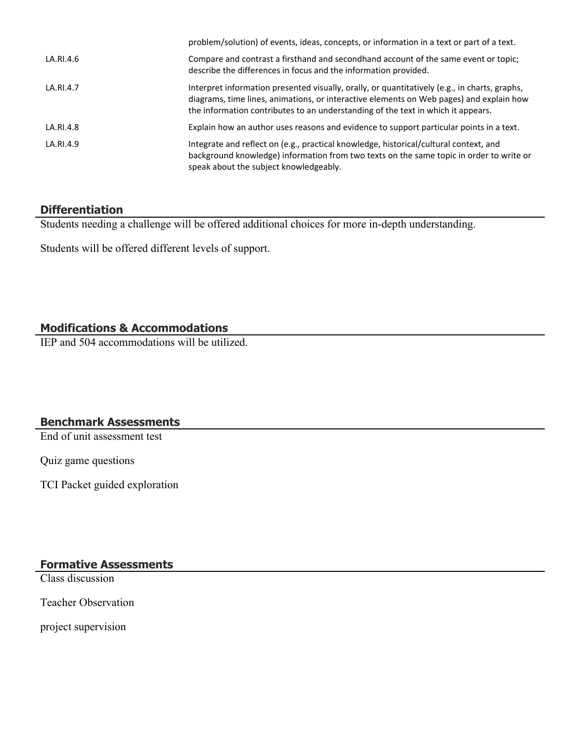| | |
|---|---|
| | problem/solution) of events, ideas, concepts, or information in a text or part of a text. |
| LA.RI.4.6 | Compare and contrast a firsthand and secondhand account of the same event or topic; describe the differences in focus and the information provided. |
| LA.RI.4.7 | Interpret information presented visually, orally, or quantitatively (e.g., in charts, graphs, diagrams, time lines, animations, or interactive elements on Web pages) and explain how the information contributes to an understanding of the text in which it appears. |
| LA.RI.4.8 | Explain how an author uses reasons and evidence to support particular points in a text. |
| LA.RI.4.9 | Integrate and reflect on (e.g., practical knowledge, historical/cultural context, and background knowledge) information from two texts on the same topic in order to write or speak about the subject knowledgeably. |

## Differentiation

Students needing a challenge will be offered additional choices for more in-depth understanding.

Students will be offered different levels of support.

## Modifications & Accommodations

IEP and 504 accommodations will be utilized.

## Benchmark Assessments

End of unit assessment test

Quiz game questions

TCI Packet guided exploration

## Formative Assessments

Class discussion

Teacher Observation

project supervision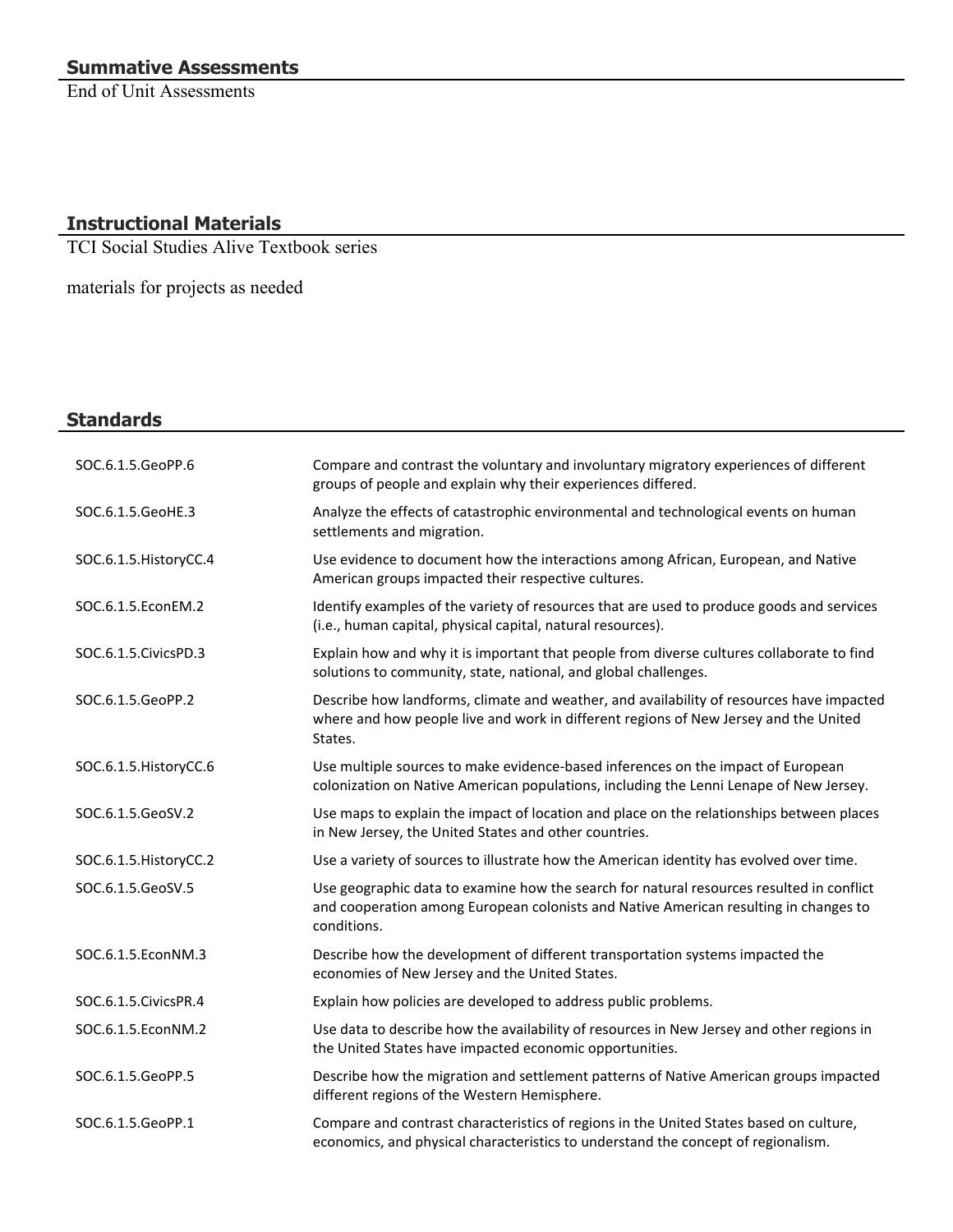## Summative Assessments

End of Unit Assessments

## Instructional Materials

TCI Social Studies Alive Textbook series

materials for projects as needed

## Standards

| | |
|---|---|
| SOC.6.1.5.GeoPP.6 | Compare and contrast the voluntary and involuntary migratory experiences of different groups of people and explain why their experiences differed. |
| SOC.6.1.5.GeoHE.3 | Analyze the effects of catastrophic environmental and technological events on human settlements and migration. |
| SOC.6.1.5.HistoryCC.4 | Use evidence to document how the interactions among African, European, and Native American groups impacted their respective cultures. |
| SOC.6.1.5.EconEM.2 | Identify examples of the variety of resources that are used to produce goods and services (i.e., human capital, physical capital, natural resources). |
| SOC.6.1.5.CivicsPD.3 | Explain how and why it is important that people from diverse cultures collaborate to find solutions to community, state, national, and global challenges. |
| SOC.6.1.5.GeoPP.2 | Describe how landforms, climate and weather, and availability of resources have impacted where and how people live and work in different regions of New Jersey and the United States. |
| SOC.6.1.5.HistoryCC.6 | Use multiple sources to make evidence-based inferences on the impact of European colonization on Native American populations, including the Lenni Lenape of New Jersey. |
| SOC.6.1.5.GeoSV.2 | Use maps to explain the impact of location and place on the relationships between places in New Jersey, the United States and other countries. |
| SOC.6.1.5.HistoryCC.2 | Use a variety of sources to illustrate how the American identity has evolved over time. |
| SOC.6.1.5.GeoSV.5 | Use geographic data to examine how the search for natural resources resulted in conflict and cooperation among European colonists and Native American resulting in changes to conditions. |
| SOC.6.1.5.EconNM.3 | Describe how the development of different transportation systems impacted the economies of New Jersey and the United States. |
| SOC.6.1.5.CivicsPR.4 | Explain how policies are developed to address public problems. |
| SOC.6.1.5.EconNM.2 | Use data to describe how the availability of resources in New Jersey and other regions in the United States have impacted economic opportunities. |
| SOC.6.1.5.GeoPP.5 | Describe how the migration and settlement patterns of Native American groups impacted different regions of the Western Hemisphere. |
| SOC.6.1.5.GeoPP.1 | Compare and contrast characteristics of regions in the United States based on culture, economics, and physical characteristics to understand the concept of regionalism. |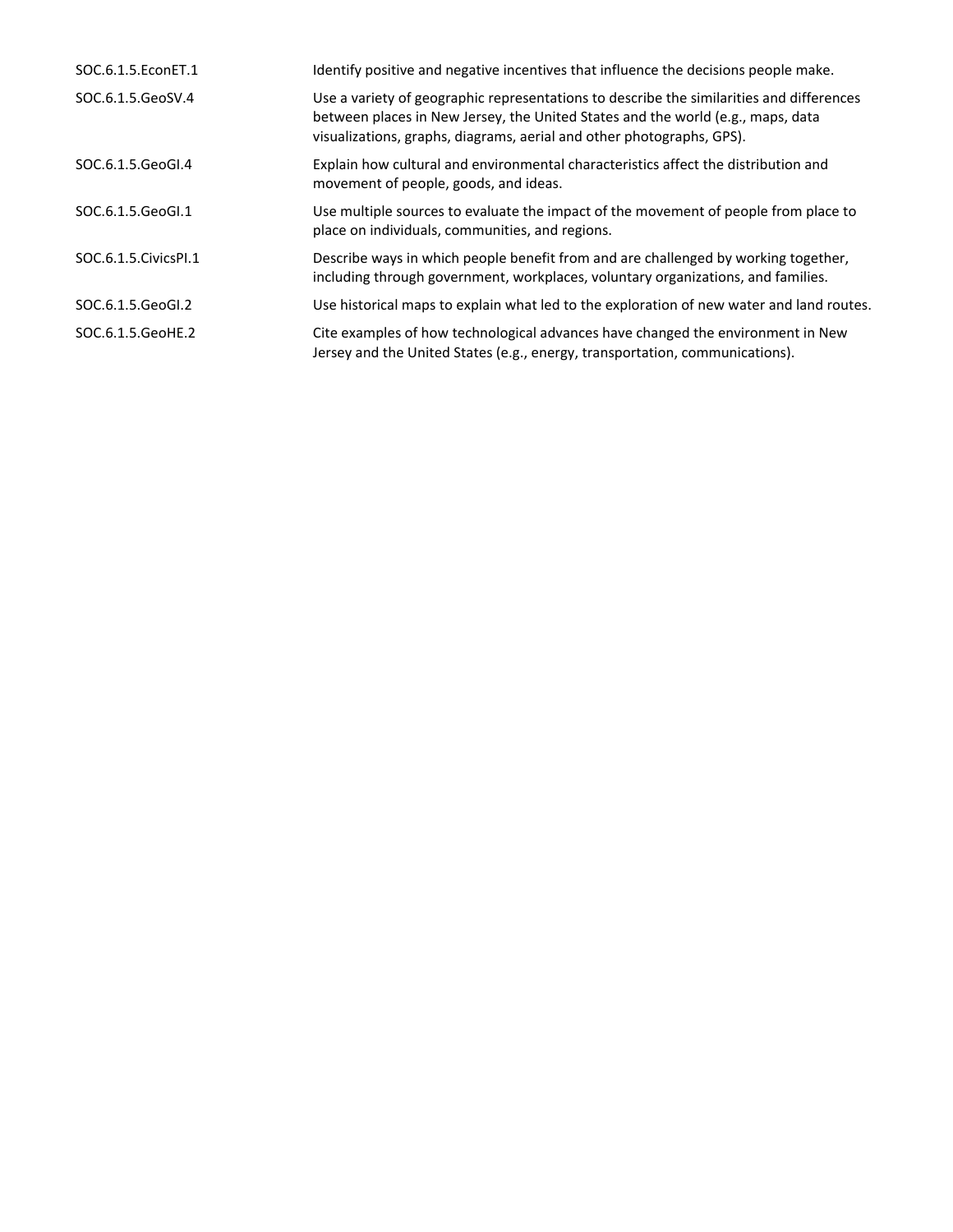| | |
|---|---|
| SOC.6.1.5.EconET.1 | Identify positive and negative incentives that influence the decisions people make. |
| SOC.6.1.5.GeoSV.4 | Use a variety of geographic representations to describe the similarities and differences between places in New Jersey, the United States and the world (e.g., maps, data visualizations, graphs, diagrams, aerial and other photographs, GPS). |
| SOC.6.1.5.GeoGI.4 | Explain how cultural and environmental characteristics affect the distribution and movement of people, goods, and ideas. |
| SOC.6.1.5.GeoGI.1 | Use multiple sources to evaluate the impact of the movement of people from place to place on individuals, communities, and regions. |
| SOC.6.1.5.CivicsPI.1 | Describe ways in which people benefit from and are challenged by working together, including through government, workplaces, voluntary organizations, and families. |
| SOC.6.1.5.GeoGI.2 | Use historical maps to explain what led to the exploration of new water and land routes. |
| SOC.6.1.5.GeoHE.2 | Cite examples of how technological advances have changed the environment in New Jersey and the United States (e.g., energy, transportation, communications). |